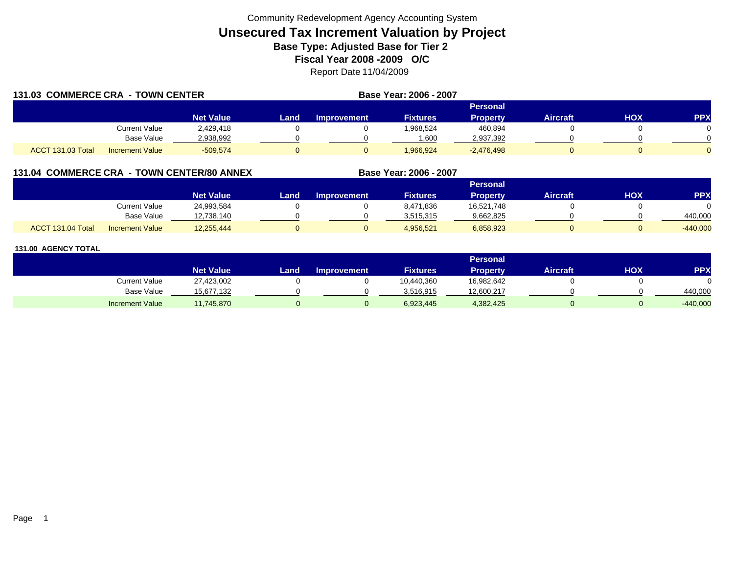Community Redevelopment Agency Accounting System

# Unsecured Tax Increment Valuation by Project

## Base Type: Adjusted Base for Tier 2

## Fiscal Year 2008 -2009 O/C

Report Date 11/04/2009

### 131.03 COMMERCE CRA - TOWN CENTER

**Base Year: 2006 - 2007**

| | | Net Value | Land | Improvement | Fixtures | Personal Property | Aircraft | HOX | PPX |
|---|---|---|---|---|---|---|---|---|---|
| | Current Value | 2,429,418 | 0 | 0 | 1,968,524 | 460,894 | 0 | 0 | 0 |
| | Base Value | 2,938,992 | 0 | 0 | 1,600 | 2,937,392 | 0 | 0 | 0 |
| ACCT 131.03 Total | Increment Value | -509,574 | 0 | 0 | 1,966,924 | -2,476,498 | 0 | 0 | 0 |

### 131.04 COMMERCE CRA - TOWN CENTER/80 ANNEX

**Base Year: 2006 - 2007**

| | | Net Value | Land | Improvement | Fixtures | Personal Property | Aircraft | HOX | PPX |
|---|---|---|---|---|---|---|---|---|---|
| | Current Value | 24,993,584 | 0 | 0 | 8,471,836 | 16,521,748 | 0 | 0 | 0 |
| | Base Value | 12,738,140 | 0 | 0 | 3,515,315 | 9,662,825 | 0 | 0 | 440,000 |
| ACCT 131.04 Total | Increment Value | 12,255,444 | 0 | 0 | 4,956,521 | 6,858,923 | 0 | 0 | -440,000 |

### 131.00 AGENCY TOTAL

| | | Net Value | Land | Improvement | Fixtures | Personal Property | Aircraft | HOX | PPX |
|---|---|---|---|---|---|---|---|---|---|
| | Current Value | 27,423,002 | 0 | 0 | 10,440,360 | 16,982,642 | 0 | 0 | 0 |
| | Base Value | 15,677,132 | 0 | 0 | 3,516,915 | 12,600,217 | 0 | 0 | 440,000 |
| | Increment Value | 11,745,870 | 0 | 0 | 6,923,445 | 4,382,425 | 0 | 0 | -440,000 |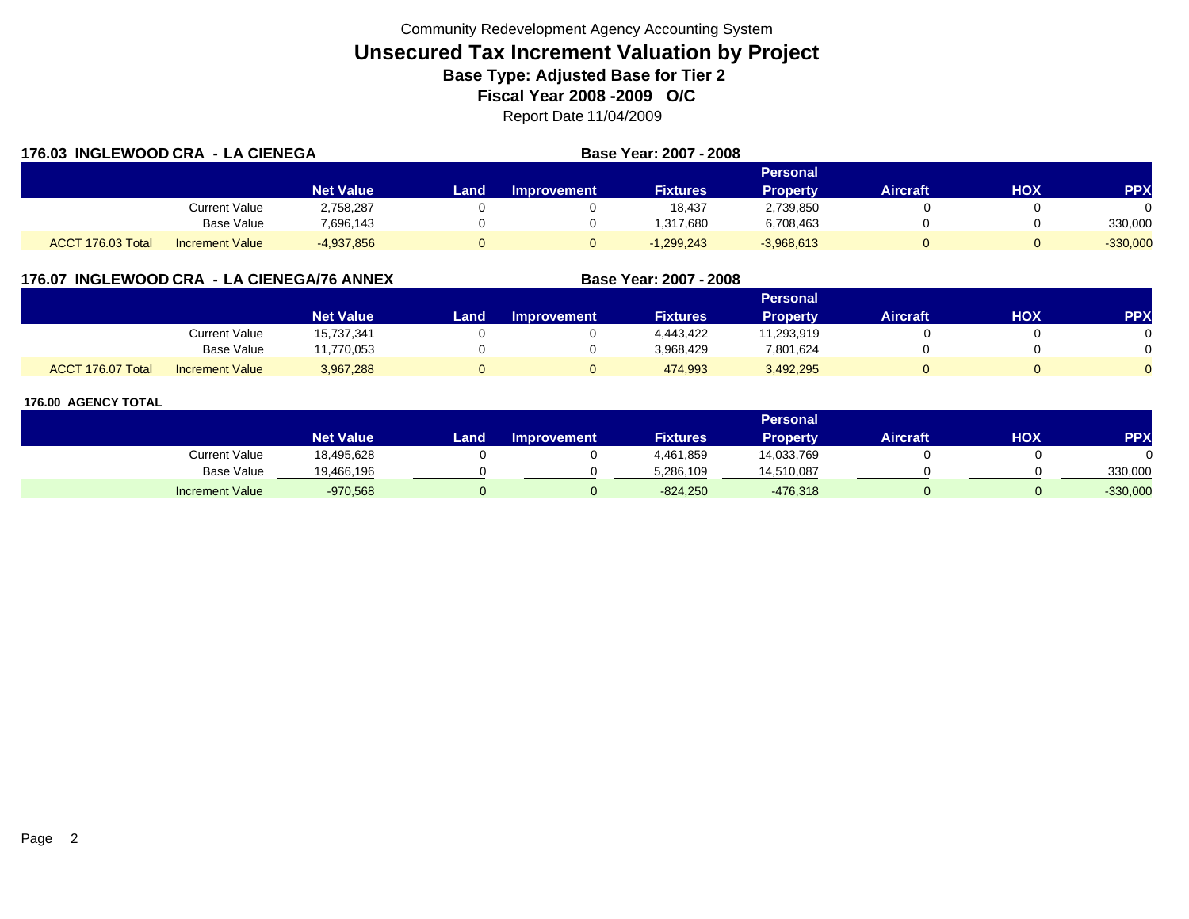Community Redevelopment Agency Accounting System

# Unsecured Tax Increment Valuation by Project

**Base Type: Adjusted Base for Tier 2**

**Fiscal Year 2008 -2009 O/C**

Report Date 11/04/2009

## 176.03 INGLEWOOD CRA - LA CIENEGA

**Base Year: 2007 - 2008**

| | | Net Value | Land | Improvement | Fixtures | Personal Property | Aircraft | HOX | PPX |
|---|---|---|---|---|---|---|---|---|---|
| | Current Value | 2,758,287 | 0 | 0 | 18,437 | 2,739,850 | 0 | 0 | 0 |
| | Base Value | 7,696,143 | 0 | 0 | 1,317,680 | 6,708,463 | 0 | 0 | 330,000 |
| ACCT 176.03 Total | Increment Value | -4,937,856 | 0 | 0 | -1,299,243 | -3,968,613 | 0 | 0 | -330,000 |

## 176.07 INGLEWOOD CRA - LA CIENEGA/76 ANNEX

**Base Year: 2007 - 2008**

| | | Net Value | Land | Improvement | Fixtures | Personal Property | Aircraft | HOX | PPX |
|---|---|---|---|---|---|---|---|---|---|
| | Current Value | 15,737,341 | 0 | 0 | 4,443,422 | 11,293,919 | 0 | 0 | 0 |
| | Base Value | 11,770,053 | 0 | 0 | 3,968,429 | 7,801,624 | 0 | 0 | 0 |
| ACCT 176.07 Total | Increment Value | 3,967,288 | 0 | 0 | 474,993 | 3,492,295 | 0 | 0 | 0 |

## 176.00 AGENCY TOTAL

| | Net Value | Land | Improvement | Fixtures | Personal Property | Aircraft | HOX | PPX |
|---|---|---|---|---|---|---|---|---|
| Current Value | 18,495,628 | 0 | 0 | 4,461,859 | 14,033,769 | 0 | 0 | 0 |
| Base Value | 19,466,196 | 0 | 0 | 5,286,109 | 14,510,087 | 0 | 0 | 330,000 |
| Increment Value | -970,568 | 0 | 0 | -824,250 | -476,318 | 0 | 0 | -330,000 |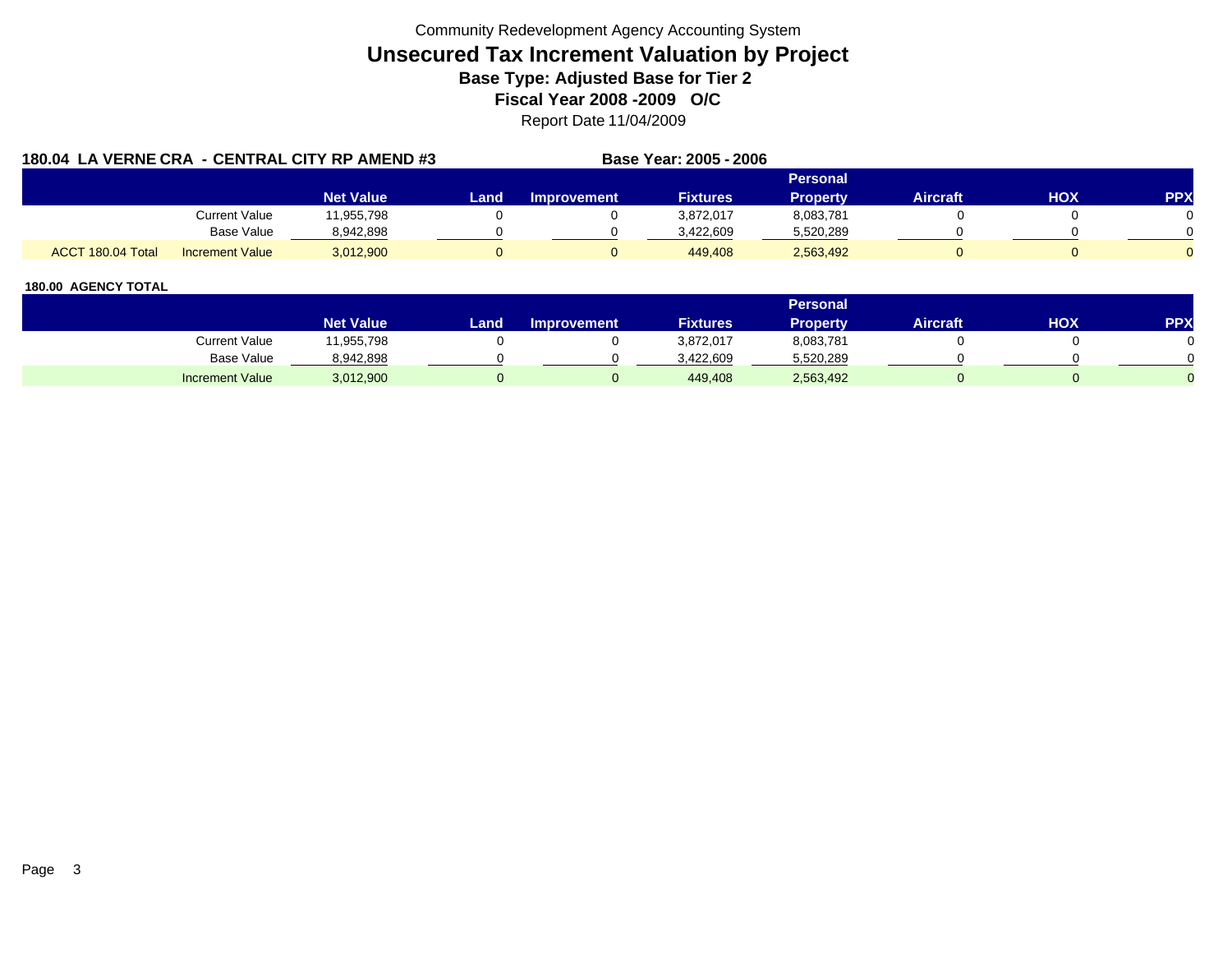Community Redevelopment Agency Accounting System

# Unsecured Tax Increment Valuation by Project

## Base Type: Adjusted Base for Tier 2

## Fiscal Year 2008 -2009 O/C

Report Date 11/04/2009

### 180.04 LA VERNE CRA - CENTRAL CITY RP AMEND #3

**Base Year: 2005 - 2006**

| | | Net Value | Land | Improvement | Fixtures | Personal Property | Aircraft | HOX | PPX |
|---|---|---|---|---|---|---|---|---|---|
| | Current Value | 11,955,798 | 0 | 0 | 3,872,017 | 8,083,781 | 0 | 0 | 0 |
| | Base Value | 8,942,898 | 0 | 0 | 3,422,609 | 5,520,289 | 0 | 0 | 0 |
| ACCT 180.04 Total | Increment Value | 3,012,900 | 0 | 0 | 449,408 | 2,563,492 | 0 | 0 | 0 |

### 180.00 AGENCY TOTAL

| | Net Value | Land | Improvement | Fixtures | Personal Property | Aircraft | HOX | PPX |
|---|---|---|---|---|---|---|---|---|
| Current Value | 11,955,798 | 0 | 0 | 3,872,017 | 8,083,781 | 0 | 0 | 0 |
| Base Value | 8,942,898 | 0 | 0 | 3,422,609 | 5,520,289 | 0 | 0 | 0 |
| Increment Value | 3,012,900 | 0 | 0 | 449,408 | 2,563,492 | 0 | 0 | 0 |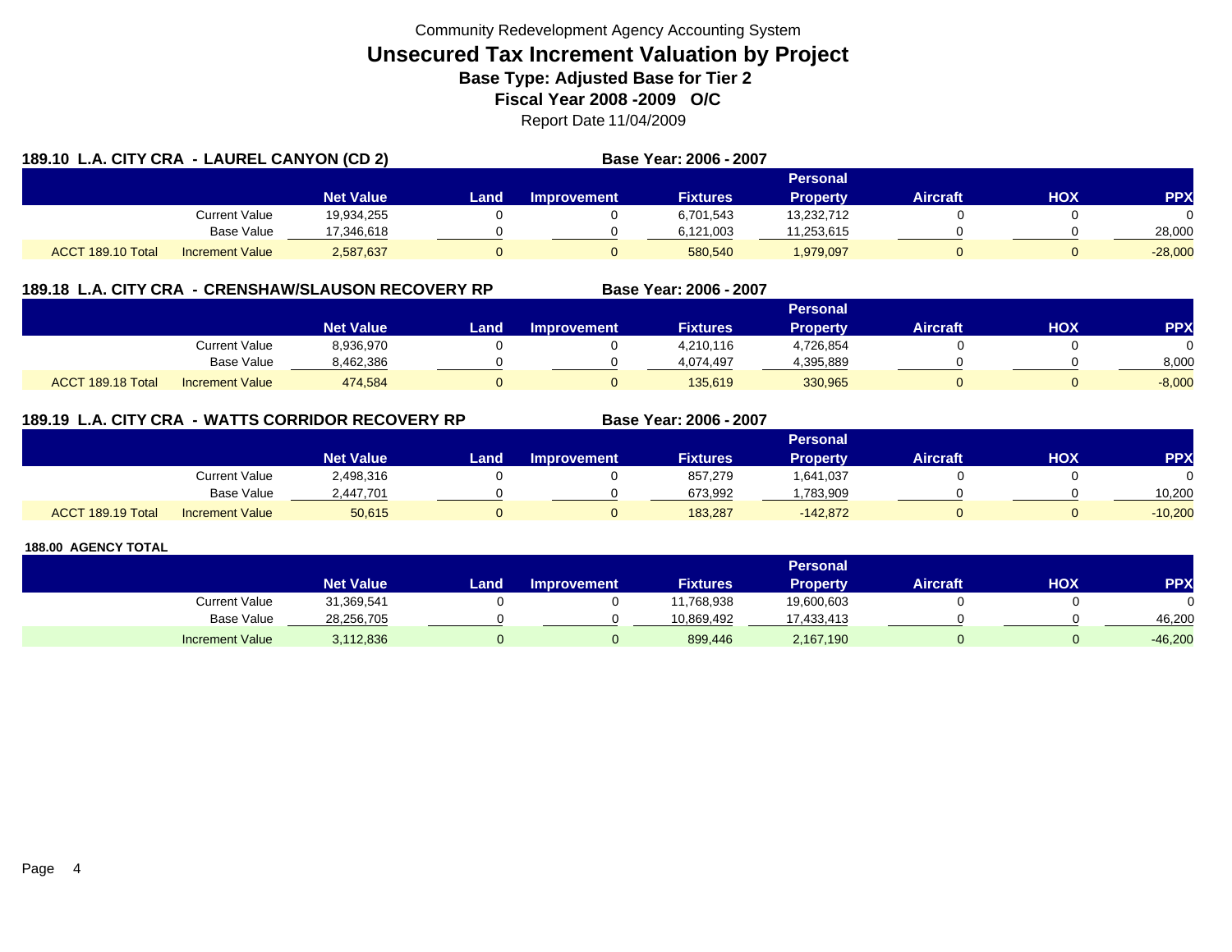Community Redevelopment Agency Accounting System

# Unsecured Tax Increment Valuation by Project

## Base Type: Adjusted Base for Tier 2

## Fiscal Year 2008 -2009 O/C

Report Date 11/04/2009

### 189.10 L.A. CITY CRA - LAUREL CANYON (CD 2)

Base Year: 2006 - 2007

| | | Net Value | Land | Improvement | Fixtures | Personal Property | Aircraft | HOX | PPX |
|---|---|---|---|---|---|---|---|---|---|
| | Current Value | 19,934,255 | 0 | 0 | 6,701,543 | 13,232,712 | 0 | 0 | 0 |
| | Base Value | 17,346,618 | 0 | 0 | 6,121,003 | 11,253,615 | 0 | 0 | 28,000 |
| ACCT 189.10 Total | Increment Value | 2,587,637 | 0 | 0 | 580,540 | 1,979,097 | 0 | 0 | -28,000 |

### 189.18 L.A. CITY CRA - CRENSHAW/SLAUSON RECOVERY RP

Base Year: 2006 - 2007

| | | Net Value | Land | Improvement | Fixtures | Personal Property | Aircraft | HOX | PPX |
|---|---|---|---|---|---|---|---|---|---|
| | Current Value | 8,936,970 | 0 | 0 | 4,210,116 | 4,726,854 | 0 | 0 | 0 |
| | Base Value | 8,462,386 | 0 | 0 | 4,074,497 | 4,395,889 | 0 | 0 | 8,000 |
| ACCT 189.18 Total | Increment Value | 474,584 | 0 | 0 | 135,619 | 330,965 | 0 | 0 | -8,000 |

### 189.19 L.A. CITY CRA - WATTS CORRIDOR RECOVERY RP

Base Year: 2006 - 2007

| | | Net Value | Land | Improvement | Fixtures | Personal Property | Aircraft | HOX | PPX |
|---|---|---|---|---|---|---|---|---|---|
| | Current Value | 2,498,316 | 0 | 0 | 857,279 | 1,641,037 | 0 | 0 | 0 |
| | Base Value | 2,447,701 | 0 | 0 | 673,992 | 1,783,909 | 0 | 0 | 10,200 |
| ACCT 189.19 Total | Increment Value | 50,615 | 0 | 0 | 183,287 | -142,872 | 0 | 0 | -10,200 |

### 188.00 AGENCY TOTAL

| | | Net Value | Land | Improvement | Fixtures | Personal Property | Aircraft | HOX | PPX |
|---|---|---|---|---|---|---|---|---|---|
| | Current Value | 31,369,541 | 0 | 0 | 11,768,938 | 19,600,603 | 0 | 0 | 0 |
| | Base Value | 28,256,705 | 0 | 0 | 10,869,492 | 17,433,413 | 0 | 0 | 46,200 |
| | Increment Value | 3,112,836 | 0 | 0 | 899,446 | 2,167,190 | 0 | 0 | -46,200 |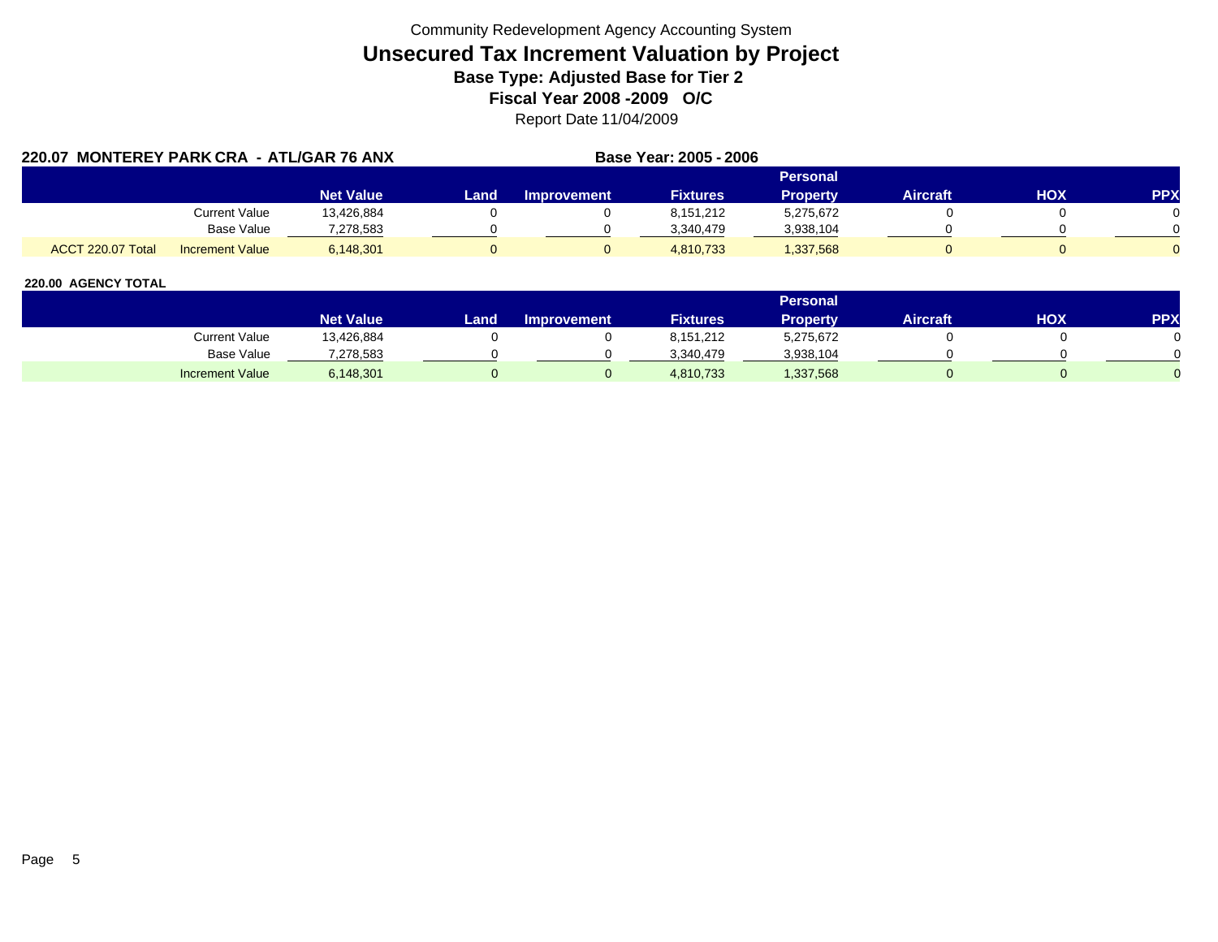Community Redevelopment Agency Accounting System

# Unsecured Tax Increment Valuation by Project

## Base Type: Adjusted Base for Tier 2

## Fiscal Year 2008 -2009 O/C

Report Date 11/04/2009

**220.07 MONTEREY PARK CRA - ATL/GAR 76 ANX** **Base Year: 2005 - 2006**

| | | Net Value | Land | Improvement | Fixtures | Personal Property | Aircraft | HOX | PPX |
|---|---|---|---|---|---|---|---|---|---|
| | Current Value | 13,426,884 | 0 | 0 | 8,151,212 | 5,275,672 | 0 | 0 | 0 |
| | Base Value | 7,278,583 | 0 | 0 | 3,340,479 | 3,938,104 | 0 | 0 | 0 |
| ACCT 220.07 Total | Increment Value | 6,148,301 | 0 | 0 | 4,810,733 | 1,337,568 | 0 | 0 | 0 |

**220.00 AGENCY TOTAL**

| | Net Value | Land | Improvement | Fixtures | Personal Property | Aircraft | HOX | PPX |
|---|---|---|---|---|---|---|---|---|
| Current Value | 13,426,884 | 0 | 0 | 8,151,212 | 5,275,672 | 0 | 0 | 0 |
| Base Value | 7,278,583 | 0 | 0 | 3,340,479 | 3,938,104 | 0 | 0 | 0 |
| Increment Value | 6,148,301 | 0 | 0 | 4,810,733 | 1,337,568 | 0 | 0 | 0 |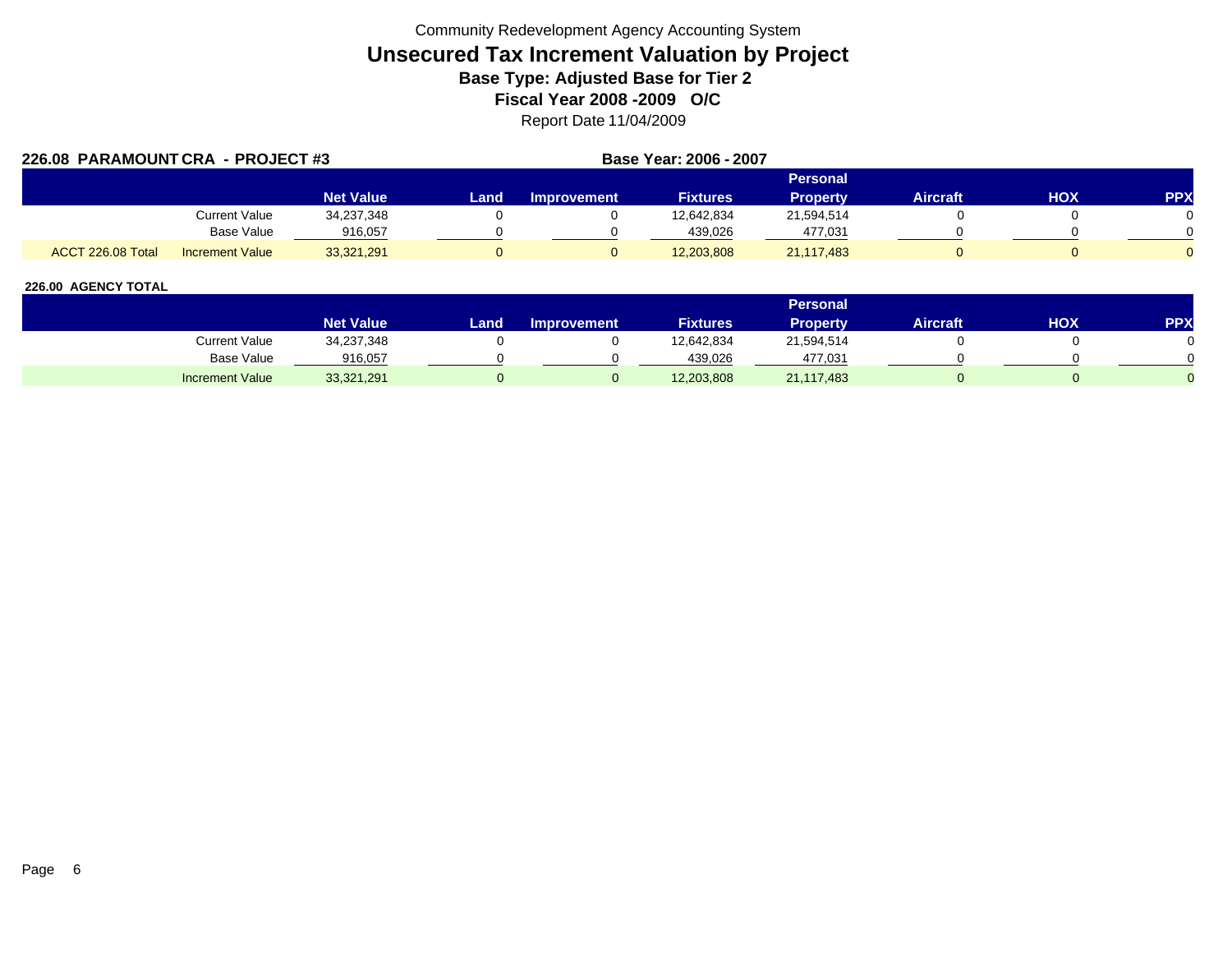Community Redevelopment Agency Accounting System

# Unsecured Tax Increment Valuation by Project

### Base Type: Adjusted Base for Tier 2

### Fiscal Year 2008 -2009 O/C

Report Date 11/04/2009

**226.08 PARAMOUNT CRA - PROJECT #3** **Base Year: 2006 - 2007**

| | | Net Value | Land | Improvement | Fixtures | Personal Property | Aircraft | HOX | PPX |
|---|---|---|---|---|---|---|---|---|---|
| | Current Value | 34,237,348 | 0 | 0 | 12,642,834 | 21,594,514 | 0 | 0 | 0 |
| | Base Value | 916,057 | 0 | 0 | 439,026 | 477,031 | 0 | 0 | 0 |
| ACCT 226.08 Total | Increment Value | 33,321,291 | 0 | 0 | 12,203,808 | 21,117,483 | 0 | 0 | 0 |

**226.00 AGENCY TOTAL**

| | Net Value | Land | Improvement | Fixtures | Personal Property | Aircraft | HOX | PPX |
|---|---|---|---|---|---|---|---|---|
| Current Value | 34,237,348 | 0 | 0 | 12,642,834 | 21,594,514 | 0 | 0 | 0 |
| Base Value | 916,057 | 0 | 0 | 439,026 | 477,031 | 0 | 0 | 0 |
| Increment Value | 33,321,291 | 0 | 0 | 12,203,808 | 21,117,483 | 0 | 0 | 0 |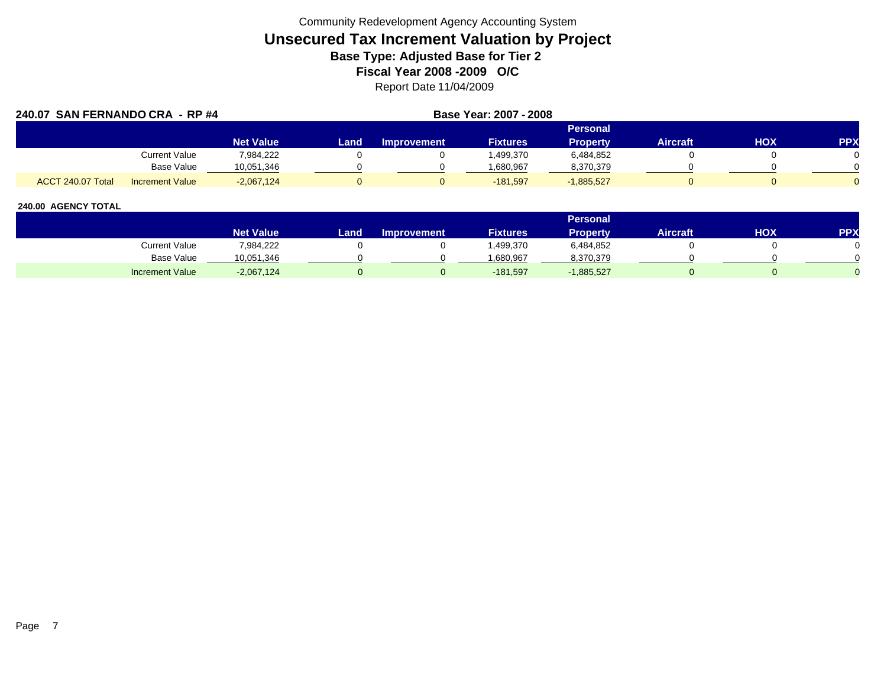Community Redevelopment Agency Accounting System

# Unsecured Tax Increment Valuation by Project

## Base Type: Adjusted Base for Tier 2

## Fiscal Year 2008 -2009 O/C

Report Date 11/04/2009

**240.07 SAN FERNANDO CRA - RP #4** **Base Year: 2007 - 2008**

| | | Net Value | Land | Improvement | Fixtures | Personal Property | Aircraft | HOX | PPX |
|---|---|---|---|---|---|---|---|---|---|
| | Current Value | 7,984,222 | 0 | 0 | 1,499,370 | 6,484,852 | 0 | 0 | 0 |
| | Base Value | 10,051,346 | 0 | 0 | 1,680,967 | 8,370,379 | 0 | 0 | 0 |
| ACCT 240.07 Total | Increment Value | -2,067,124 | 0 | 0 | -181,597 | -1,885,527 | 0 | 0 | 0 |

**240.00 AGENCY TOTAL**

| | Net Value | Land | Improvement | Fixtures | Personal Property | Aircraft | HOX | PPX |
|---|---|---|---|---|---|---|---|---|
| Current Value | 7,984,222 | 0 | 0 | 1,499,370 | 6,484,852 | 0 | 0 | 0 |
| Base Value | 10,051,346 | 0 | 0 | 1,680,967 | 8,370,379 | 0 | 0 | 0 |
| Increment Value | -2,067,124 | 0 | 0 | -181,597 | -1,885,527 | 0 | 0 | 0 |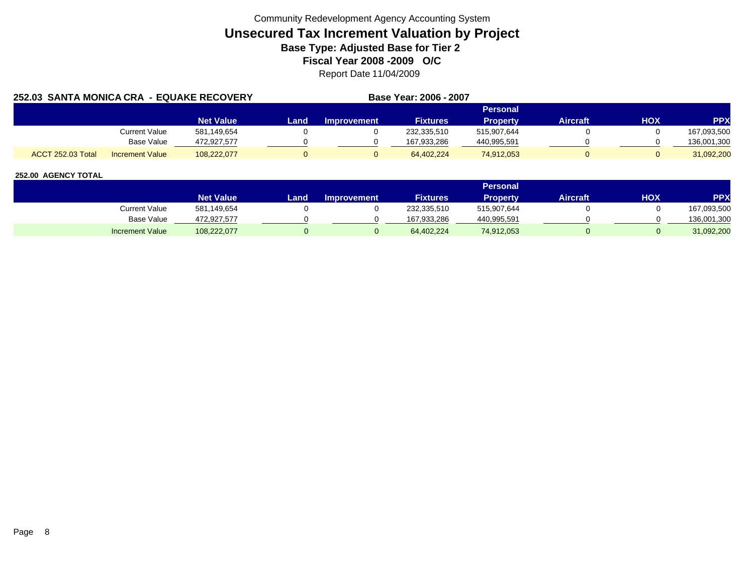Community Redevelopment Agency Accounting System

# Unsecured Tax Increment Valuation by Project

## Base Type: Adjusted Base for Tier 2

## Fiscal Year 2008 -2009 O/C

Report Date 11/04/2009

### 252.03 SANTA MONICA CRA - EQUAKE RECOVERY

**Base Year: 2006 - 2007**

| | | Net Value | Land | Improvement | Fixtures | Personal Property | Aircraft | HOX | PPX |
|---|---|---|---|---|---|---|---|---|---|
| | Current Value | 581,149,654 | 0 | 0 | 232,335,510 | 515,907,644 | 0 | 0 | 167,093,500 |
| | Base Value | 472,927,577 | 0 | 0 | 167,933,286 | 440,995,591 | 0 | 0 | 136,001,300 |
| ACCT 252.03 Total | Increment Value | 108,222,077 | 0 | 0 | 64,402,224 | 74,912,053 | 0 | 0 | 31,092,200 |

### 252.00 AGENCY TOTAL

| | | Net Value | Land | Improvement | Fixtures | Personal Property | Aircraft | HOX | PPX |
|---|---|---|---|---|---|---|---|---|---|
| | Current Value | 581,149,654 | 0 | 0 | 232,335,510 | 515,907,644 | 0 | 0 | 167,093,500 |
| | Base Value | 472,927,577 | 0 | 0 | 167,933,286 | 440,995,591 | 0 | 0 | 136,001,300 |
| | Increment Value | 108,222,077 | 0 | 0 | 64,402,224 | 74,912,053 | 0 | 0 | 31,092,200 |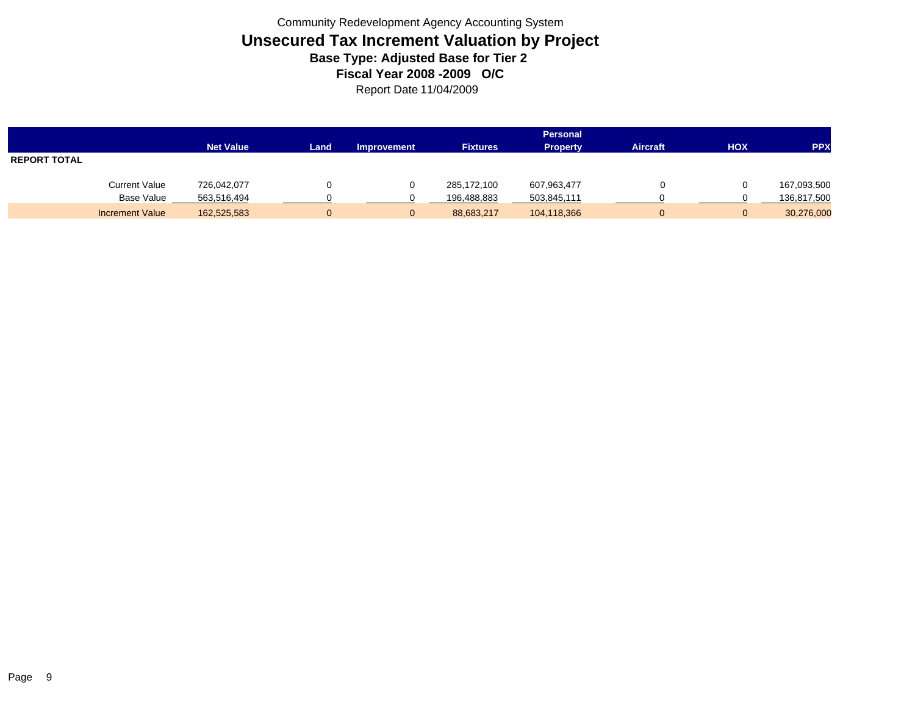Community Redevelopment Agency Accounting System

# Unsecured Tax Increment Valuation by Project

### Base Type: Adjusted Base for Tier 2

### Fiscal Year 2008 -2009 O/C

Report Date 11/04/2009

| | Net Value | Land | Improvement | Fixtures | Personal Property | Aircraft | HOX | PPX |
|---|---|---|---|---|---|---|---|---|
| **REPORT TOTAL** | | | | | | | | |
| Current Value | 726,042,077 | 0 | 0 | 285,172,100 | 607,963,477 | 0 | 0 | 167,093,500 |
| Base Value | 563,516,494 | 0 | 0 | 196,488,883 | 503,845,111 | 0 | 0 | 136,817,500 |
| Increment Value | 162,525,583 | 0 | 0 | 88,683,217 | 104,118,366 | 0 | 0 | 30,276,000 |